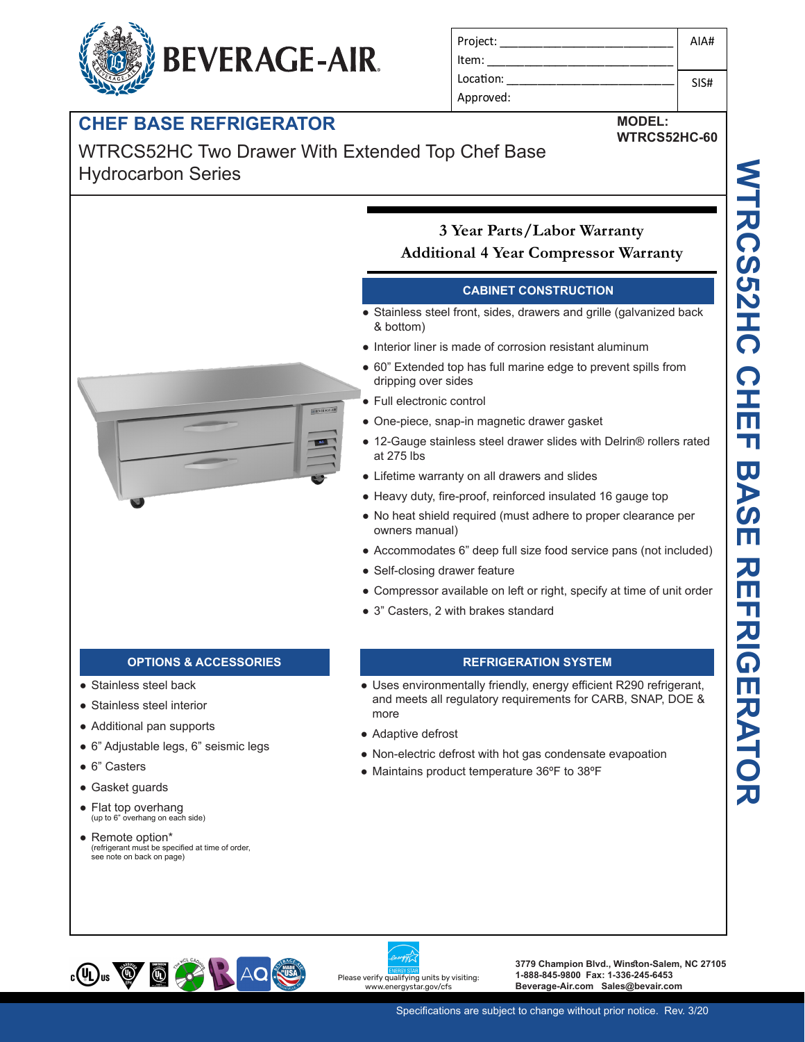BEVERAGE-AIR

| Project: | AIA# |
|---|---|
| Item: | |
| Location: | SIS# |
| Approved: | |

# CHEF BASE REFRIGERATOR

**MODEL: WTRCS52HC-60**

## WTRCS52HC Two Drawer With Extended Top Chef Base Hydrocarbon Series

**3 Year Parts/Labor Warranty**
**Additional 4 Year Compressor Warranty**

### CABINET CONSTRUCTION

- Stainless steel front, sides, drawers and grille (galvanized back & bottom)
- Interior liner is made of corrosion resistant aluminum
- 60" Extended top has full marine edge to prevent spills from dripping over sides
- Full electronic control
- One-piece, snap-in magnetic drawer gasket
- 12-Gauge stainless steel drawer slides with Delrin® rollers rated at 275 lbs
- Lifetime warranty on all drawers and slides
- Heavy duty, fire-proof, reinforced insulated 16 gauge top
- No heat shield required (must adhere to proper clearance per owners manual)
- Accommodates 6" deep full size food service pans (not included)
- Self-closing drawer feature
- Compressor available on left or right, specify at time of unit order
- 3" Casters, 2 with brakes standard

### OPTIONS & ACCESSORIES

- Stainless steel back
- Stainless steel interior
- Additional pan supports
- 6" Adjustable legs, 6" seismic legs
- 6" Casters
- Gasket guards
- Flat top overhang
  (up to 6" overhang on each side)
- Remote option*
  (refrigerant must be specified at time of order, see note on back on page)

### REFRIGERATION SYSTEM

- Uses environmentally friendly, energy efficient R290 refrigerant, and meets all regulatory requirements for CARB, SNAP, DOE & more
- Adaptive defrost
- Non-electric defrost with hot gas condensate evapoation
- Maintains product temperature 36ºF to 38ºF

Please verify qualifying units by visiting: www.energystar.gov/cfs

3779 Champion Blvd., Winston-Salem, NC 27105
1-888-845-9800 Fax: 1-336-245-6453
Beverage-Air.com Sales@bevair.com

Specifications are subject to change without prior notice. Rev. 3/20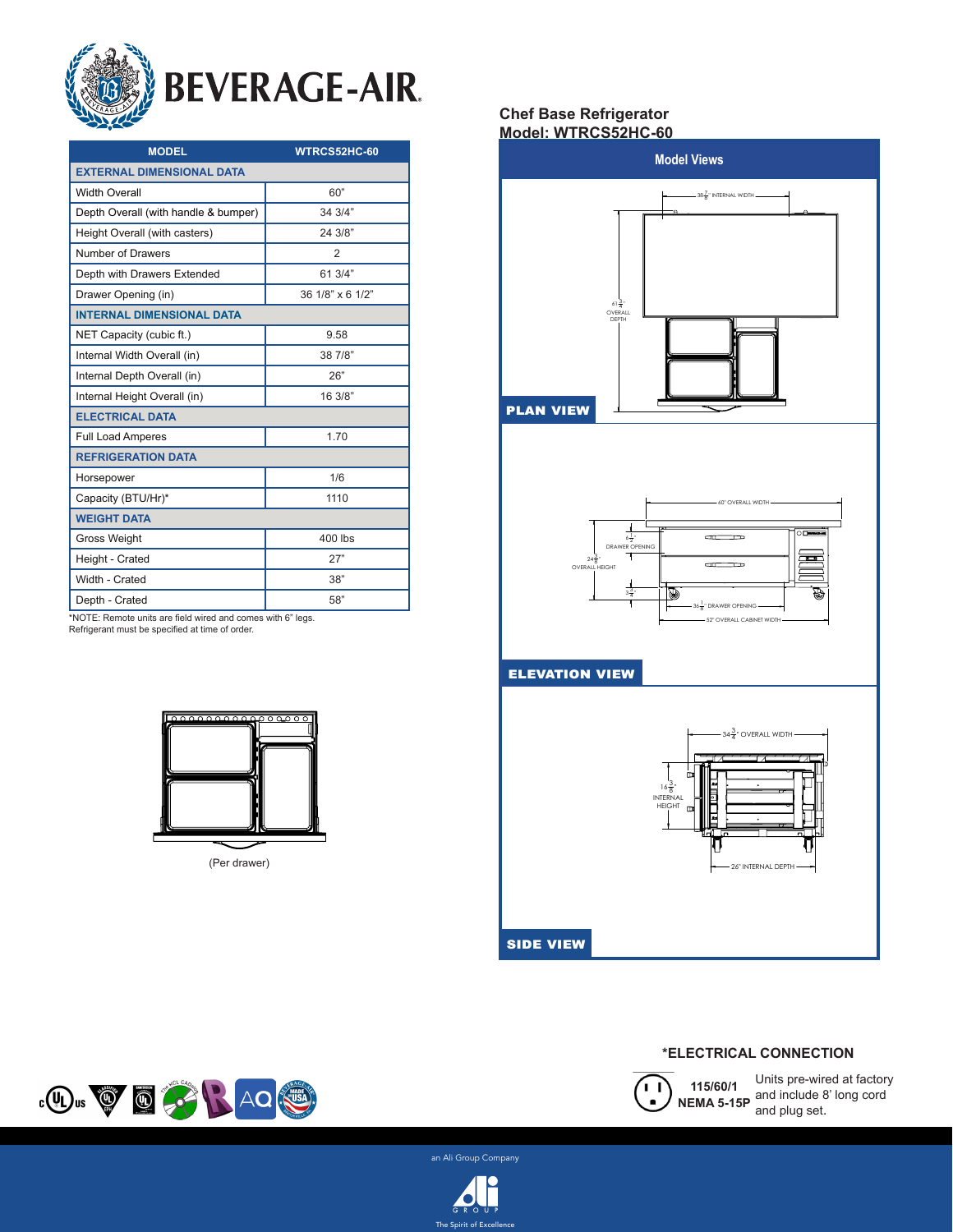# BEVERAGE-AIR

## Chef Base Refrigerator
## Model: WTRCS52HC-60

| MODEL | WTRCS52HC-60 |
|---|---|
| **EXTERNAL DIMENSIONAL DATA** | |
| Width Overall | 60" |
| Depth Overall (with handle & bumper) | 34 3/4" |
| Height Overall (with casters) | 24 3/8" |
| Number of Drawers | 2 |
| Depth with Drawers Extended | 61 3/4" |
| Drawer Opening (in) | 36 1/8" x 6 1/2" |
| **INTERNAL DIMENSIONAL DATA** | |
| NET Capacity (cubic ft.) | 9.58 |
| Internal Width Overall (in) | 38 7/8" |
| Internal Depth Overall (in) | 26" |
| Internal Height Overall (in) | 16 3/8" |
| **ELECTRICAL DATA** | |
| Full Load Amperes | 1.70 |
| **REFRIGERATION DATA** | |
| Horsepower | 1/6 |
| Capacity (BTU/Hr)* | 1110 |
| **WEIGHT DATA** | |
| Gross Weight | 400 lbs |
| Height - Crated | 27" |
| Width - Crated | 38" |
| Depth - Crated | 58" |

*NOTE: Remote units are field wired and comes with 6" legs.
Refrigerant must be specified at time of order.

(Per drawer)

### Model Views

**PLAN VIEW**

38 7/8" INTERNAL WIDTH
61 3/4" OVERALL DEPTH

**ELEVATION VIEW**

60" OVERALL WIDTH
6 1/2" DRAWER OPENING
24 3/8" OVERALL HEIGHT
3 1/4"
36 1/8" DRAWER OPENING
52" OVERALL CABINET WIDTH

**SIDE VIEW**

34 3/4" OVERALL WIDTH
16 3/8" INTERNAL HEIGHT
26" INTERNAL DEPTH

### *ELECTRICAL CONNECTION

**115/60/1**
**NEMA 5-15P**

Units pre-wired at factory and include 8' long cord and plug set.

an Ali Group Company

The Spirit of Excellence